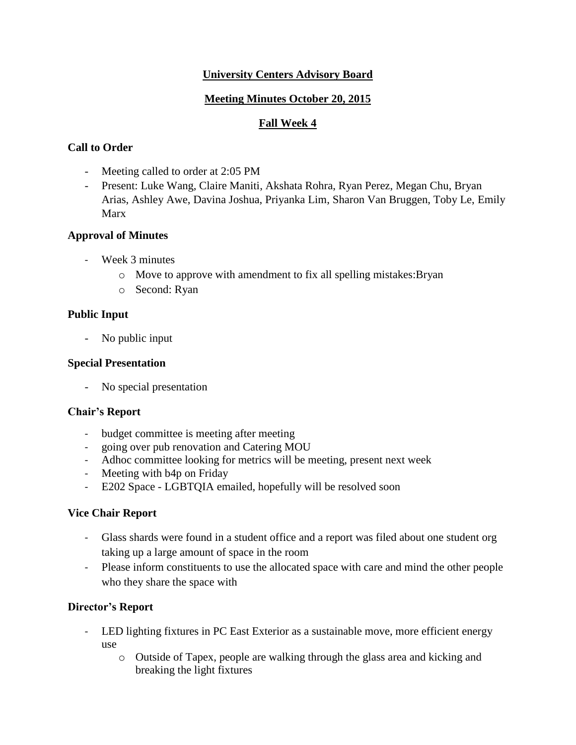# University Centers Advisory Board

## Meeting Minutes October 20, 2015

## Fall Week 4

### Call to Order

- Meeting called to order at 2:05 PM
- Present: Luke Wang, Claire Maniti, Akshata Rohra, Ryan Perez, Megan Chu, Bryan Arias, Ashley Awe, Davina Joshua, Priyanka Lim, Sharon Van Bruggen, Toby Le, Emily Marx

### Approval of Minutes

- Week 3 minutes
  - Move to approve with amendment to fix all spelling mistakes:Bryan
  - Second: Ryan

### Public Input

- No public input

### Special Presentation

- No special presentation

### Chair's Report

- budget committee is meeting after meeting
- going over pub renovation and Catering MOU
- Adhoc committee looking for metrics will be meeting, present next week
- Meeting with b4p on Friday
- E202 Space - LGBTQIA emailed, hopefully will be resolved soon

### Vice Chair Report

- Glass shards were found in a student office and a report was filed about one student org taking up a large amount of space in the room
- Please inform constituents to use the allocated space with care and mind the other people who they share the space with

### Director's Report

- LED lighting fixtures in PC East Exterior as a sustainable move, more efficient energy use
  - Outside of Tapex, people are walking through the glass area and kicking and breaking the light fixtures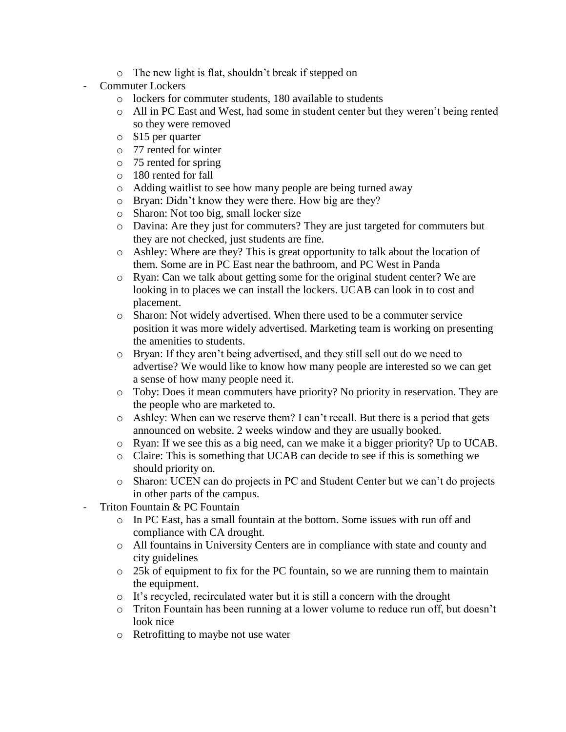- The new light is flat, shouldn't break if stepped on
- Commuter Lockers
  - lockers for commuter students, 180 available to students
  - All in PC East and West, had some in student center but they weren't being rented so they were removed
  - $15 per quarter
  - 77 rented for winter
  - 75 rented for spring
  - 180 rented for fall
  - Adding waitlist to see how many people are being turned away
  - Bryan: Didn't know they were there. How big are they?
  - Sharon: Not too big, small locker size
  - Davina: Are they just for commuters? They are just targeted for commuters but they are not checked, just students are fine.
  - Ashley: Where are they? This is great opportunity to talk about the location of them. Some are in PC East near the bathroom, and PC West in Panda
  - Ryan: Can we talk about getting some for the original student center? We are looking in to places we can install the lockers. UCAB can look in to cost and placement.
  - Sharon: Not widely advertised. When there used to be a commuter service position it was more widely advertised. Marketing team is working on presenting the amenities to students.
  - Bryan: If they aren't being advertised, and they still sell out do we need to advertise? We would like to know how many people are interested so we can get a sense of how many people need it.
  - Toby: Does it mean commuters have priority? No priority in reservation. They are the people who are marketed to.
  - Ashley: When can we reserve them? I can't recall. But there is a period that gets announced on website. 2 weeks window and they are usually booked.
  - Ryan: If we see this as a big need, can we make it a bigger priority? Up to UCAB.
  - Claire: This is something that UCAB can decide to see if this is something we should priority on.
  - Sharon: UCEN can do projects in PC and Student Center but we can't do projects in other parts of the campus.
- Triton Fountain & PC Fountain
  - In PC East, has a small fountain at the bottom. Some issues with run off and compliance with CA drought.
  - All fountains in University Centers are in compliance with state and county and city guidelines
  - 25k of equipment to fix for the PC fountain, so we are running them to maintain the equipment.
  - It's recycled, recirculated water but it is still a concern with the drought
  - Triton Fountain has been running at a lower volume to reduce run off, but doesn't look nice
  - Retrofitting to maybe not use water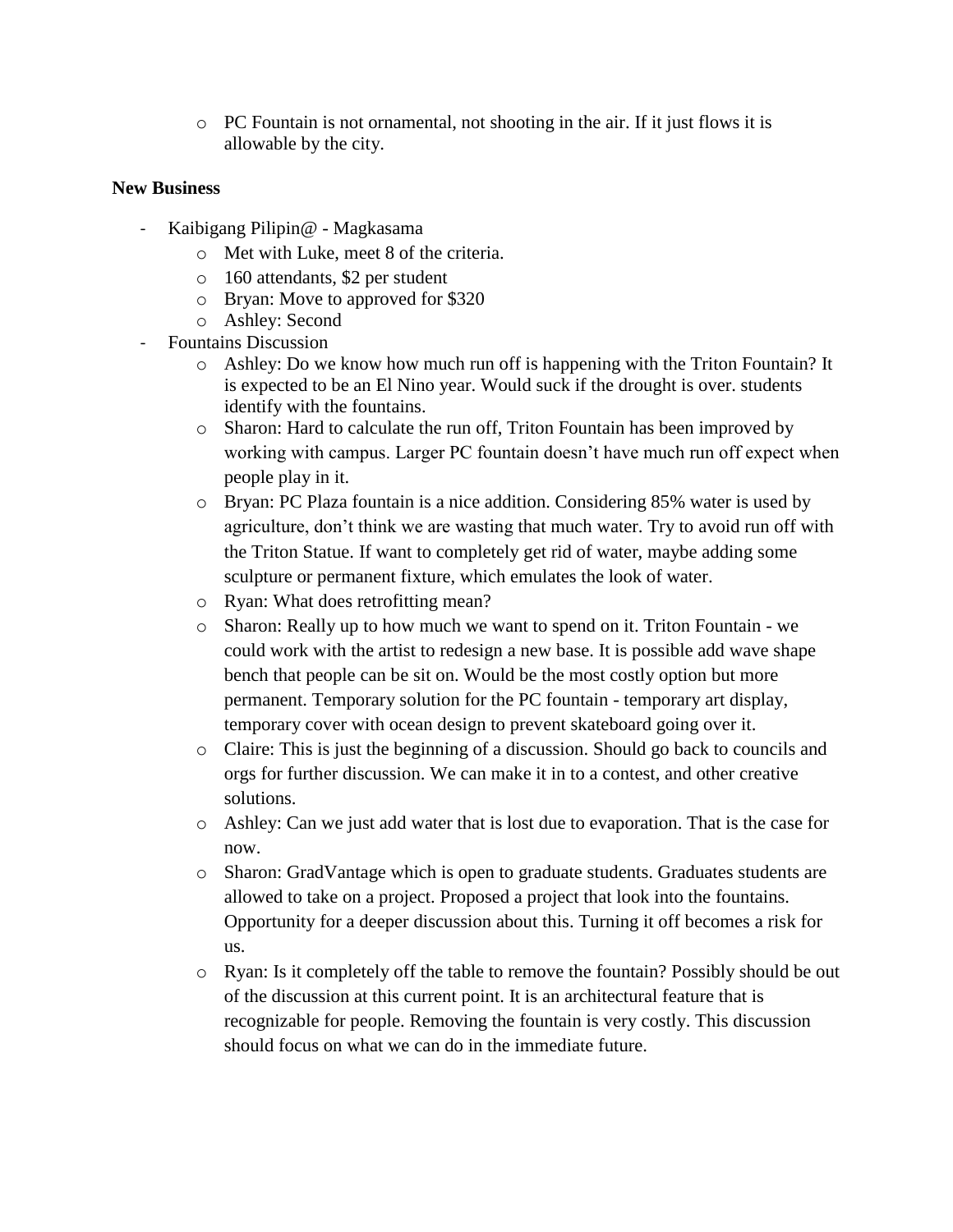- PC Fountain is not ornamental, not shooting in the air. If it just flows it is allowable by the city.

**New Business**

- Kaibigang Pilipin@ - Magkasama
  - Met with Luke, meet 8 of the criteria.
  - 160 attendants, $2 per student
  - Bryan: Move to approved for $320
  - Ashley: Second
- Fountains Discussion
  - Ashley: Do we know how much run off is happening with the Triton Fountain? It is expected to be an El Nino year. Would suck if the drought is over. students identify with the fountains.
  - Sharon: Hard to calculate the run off, Triton Fountain has been improved by working with campus. Larger PC fountain doesn't have much run off expect when people play in it.
  - Bryan: PC Plaza fountain is a nice addition. Considering 85% water is used by agriculture, don't think we are wasting that much water. Try to avoid run off with the Triton Statue. If want to completely get rid of water, maybe adding some sculpture or permanent fixture, which emulates the look of water.
  - Ryan: What does retrofitting mean?
  - Sharon: Really up to how much we want to spend on it. Triton Fountain - we could work with the artist to redesign a new base. It is possible add wave shape bench that people can be sit on. Would be the most costly option but more permanent. Temporary solution for the PC fountain - temporary art display, temporary cover with ocean design to prevent skateboard going over it.
  - Claire: This is just the beginning of a discussion. Should go back to councils and orgs for further discussion. We can make it in to a contest, and other creative solutions.
  - Ashley: Can we just add water that is lost due to evaporation. That is the case for now.
  - Sharon: GradVantage which is open to graduate students. Graduates students are allowed to take on a project. Proposed a project that look into the fountains. Opportunity for a deeper discussion about this. Turning it off becomes a risk for us.
  - Ryan: Is it completely off the table to remove the fountain? Possibly should be out of the discussion at this current point. It is an architectural feature that is recognizable for people. Removing the fountain is very costly. This discussion should focus on what we can do in the immediate future.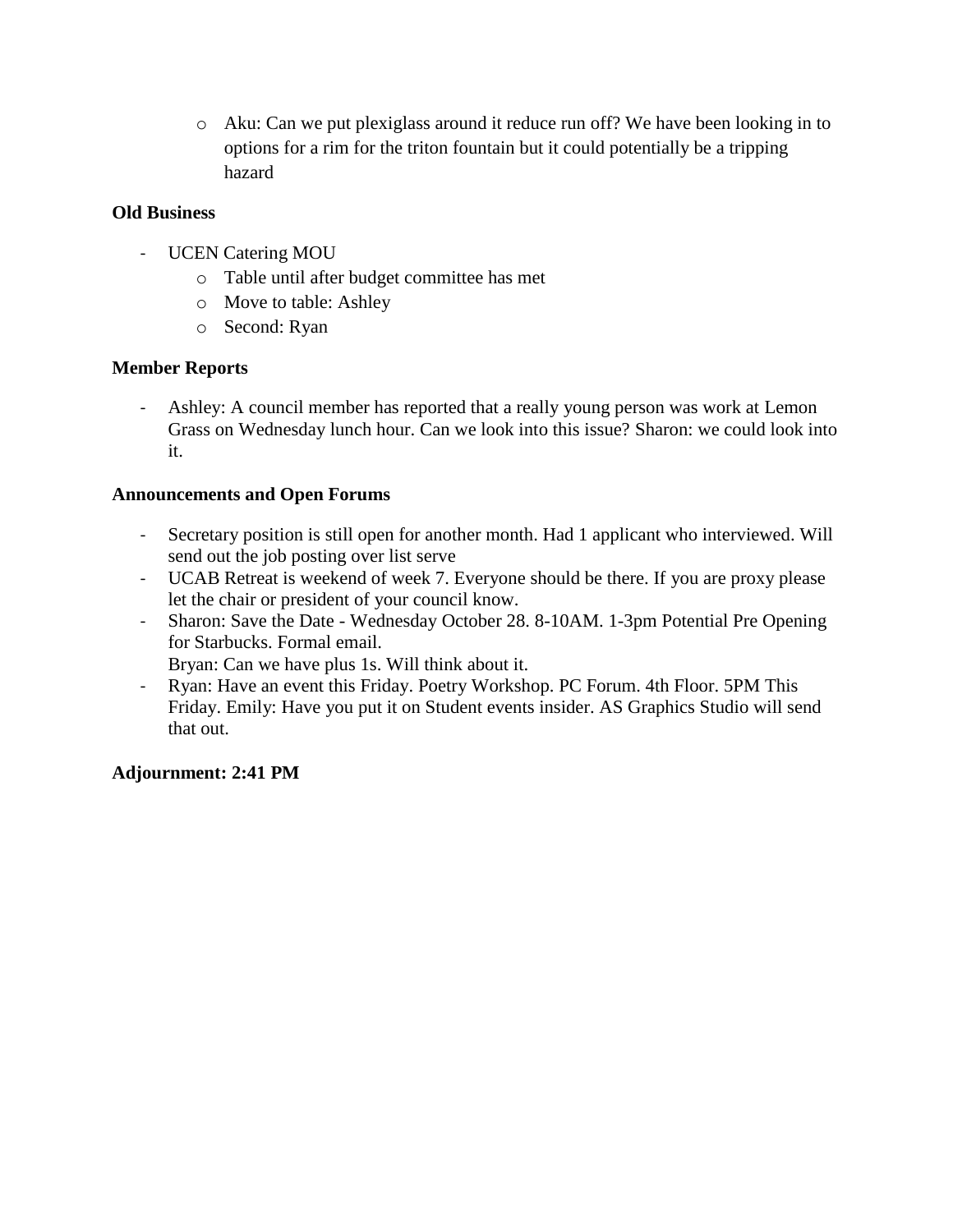- Aku: Can we put plexiglass around it reduce run off? We have been looking in to options for a rim for the triton fountain but it could potentially be a tripping hazard

**Old Business**

- UCEN Catering MOU
    - Table until after budget committee has met
    - Move to table: Ashley
    - Second: Ryan

**Member Reports**

- Ashley: A council member has reported that a really young person was work at Lemon Grass on Wednesday lunch hour. Can we look into this issue? Sharon: we could look into it.

**Announcements and Open Forums**

- Secretary position is still open for another month. Had 1 applicant who interviewed. Will send out the job posting over list serve
- UCAB Retreat is weekend of week 7. Everyone should be there. If you are proxy please let the chair or president of your council know.
- Sharon: Save the Date - Wednesday October 28. 8-10AM. 1-3pm Potential Pre Opening for Starbucks. Formal email.
  Bryan: Can we have plus 1s. Will think about it.
- Ryan: Have an event this Friday. Poetry Workshop. PC Forum. 4th Floor. 5PM This Friday. Emily: Have you put it on Student events insider. AS Graphics Studio will send that out.

**Adjournment: 2:41 PM**